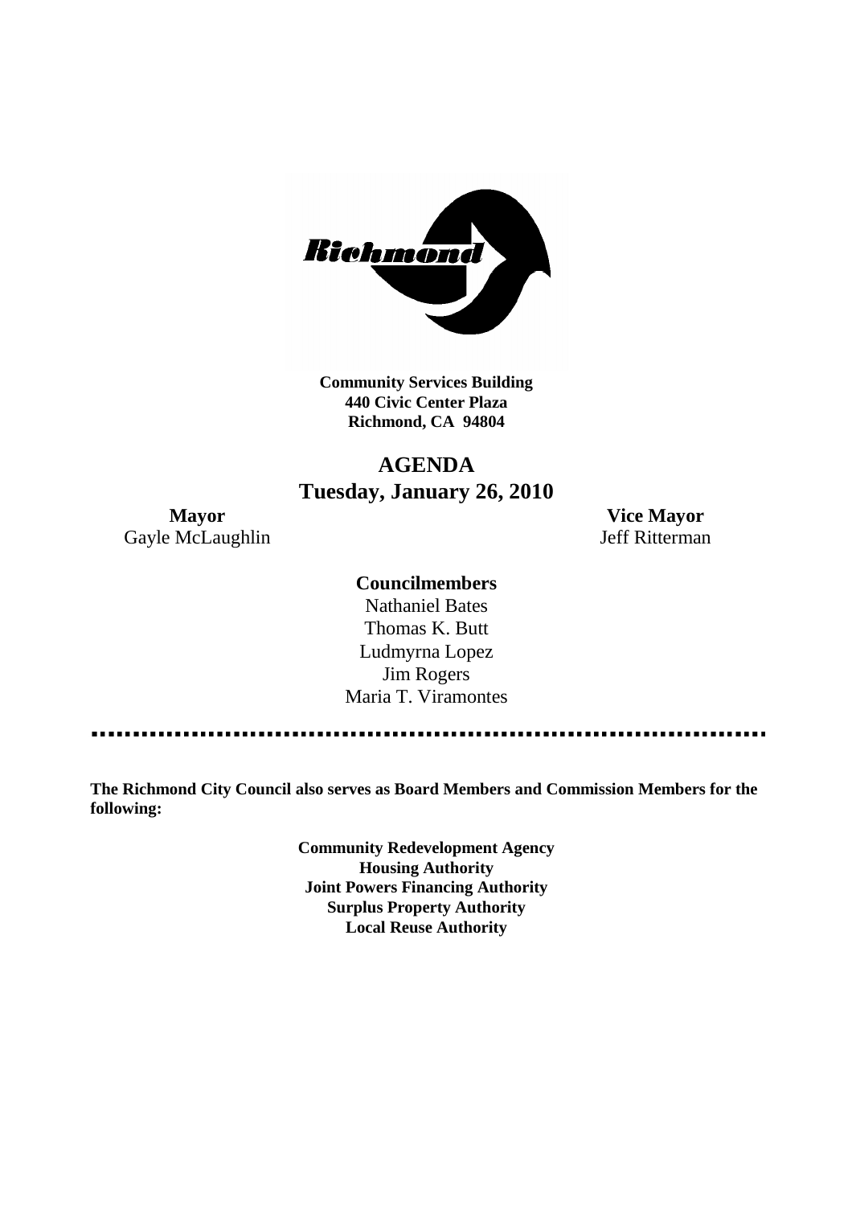**Community Services Building**
**440 Civic Center Plaza**
**Richmond, CA 94804**

# AGENDA
## Tuesday, January 26, 2010

**Mayor**
Gayle McLaughlin

**Vice Mayor**
Jeff Ritterman

**Councilmembers**

Nathaniel Bates
Thomas K. Butt
Ludmyrna Lopez
Jim Rogers
Maria T. Viramontes

---

**The Richmond City Council also serves as Board Members and Commission Members for the following:**

**Community Redevelopment Agency**
**Housing Authority**
**Joint Powers Financing Authority**
**Surplus Property Authority**
**Local Reuse Authority**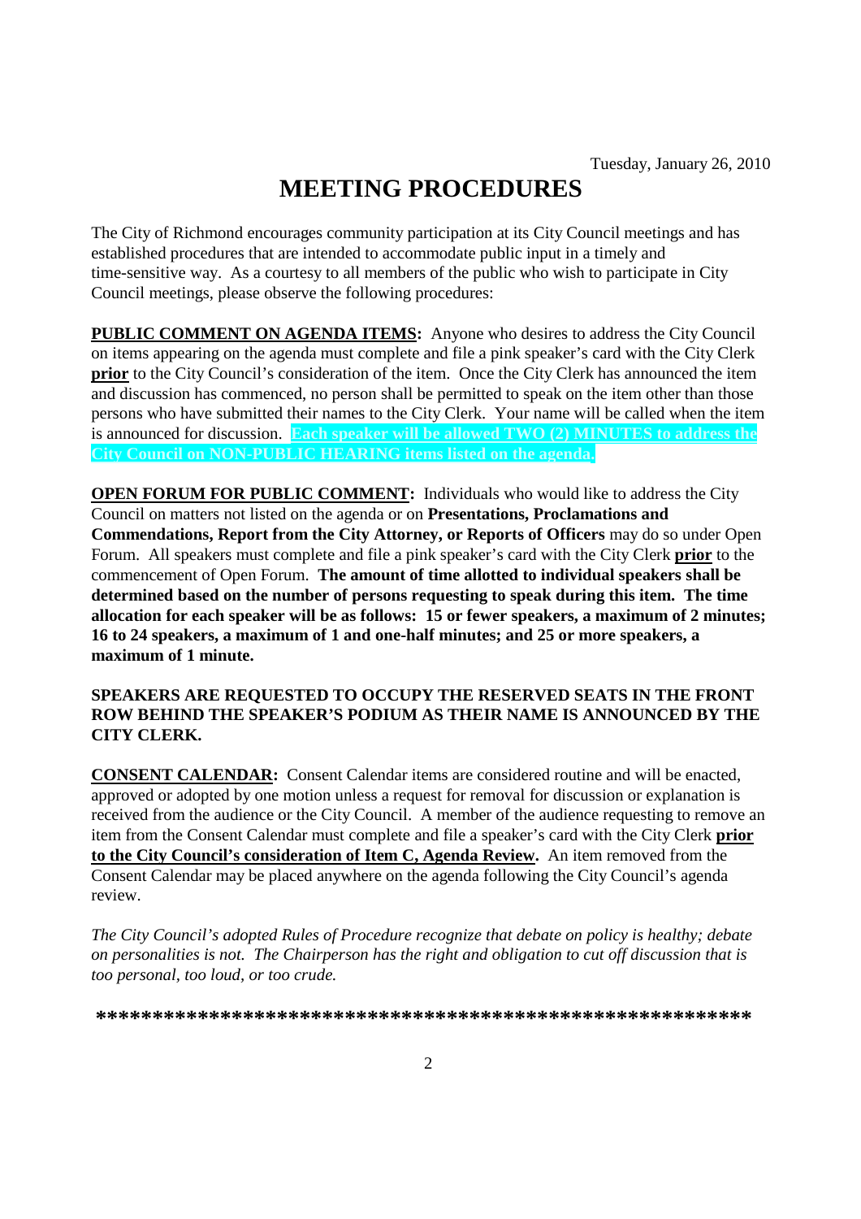Tuesday, January 26, 2010

# MEETING PROCEDURES

The City of Richmond encourages community participation at its City Council meetings and has established procedures that are intended to accommodate public input in a timely and time-sensitive way. As a courtesy to all members of the public who wish to participate in City Council meetings, please observe the following procedures:

**PUBLIC COMMENT ON AGENDA ITEMS:** Anyone who desires to address the City Council on items appearing on the agenda must complete and file a pink speaker's card with the City Clerk **prior** to the City Council's consideration of the item. Once the City Clerk has announced the item and discussion has commenced, no person shall be permitted to speak on the item other than those persons who have submitted their names to the City Clerk. Your name will be called when the item is announced for discussion. **Each speaker will be allowed TWO (2) MINUTES to address the City Council on NON-PUBLIC HEARING items listed on the agenda.**

**OPEN FORUM FOR PUBLIC COMMENT:** Individuals who would like to address the City Council on matters not listed on the agenda or on **Presentations, Proclamations and Commendations, Report from the City Attorney, or Reports of Officers** may do so under Open Forum. All speakers must complete and file a pink speaker's card with the City Clerk **prior** to the commencement of Open Forum. **The amount of time allotted to individual speakers shall be determined based on the number of persons requesting to speak during this item. The time allocation for each speaker will be as follows: 15 or fewer speakers, a maximum of 2 minutes; 16 to 24 speakers, a maximum of 1 and one-half minutes; and 25 or more speakers, a maximum of 1 minute.**

**SPEAKERS ARE REQUESTED TO OCCUPY THE RESERVED SEATS IN THE FRONT ROW BEHIND THE SPEAKER'S PODIUM AS THEIR NAME IS ANNOUNCED BY THE CITY CLERK.**

**CONSENT CALENDAR:** Consent Calendar items are considered routine and will be enacted, approved or adopted by one motion unless a request for removal for discussion or explanation is received from the audience or the City Council. A member of the audience requesting to remove an item from the Consent Calendar must complete and file a speaker's card with the City Clerk **prior to the City Council's consideration of Item C, Agenda Review.** An item removed from the Consent Calendar may be placed anywhere on the agenda following the City Council's agenda review.

*The City Council's adopted Rules of Procedure recognize that debate on policy is healthy; debate on personalities is not. The Chairperson has the right and obligation to cut off discussion that is too personal, too loud, or too crude.*

**\*\*\*\*\*\*\*\*\*\*\*\*\*\*\*\*\*\*\*\*\*\*\*\*\*\*\*\*\*\*\*\*\*\*\*\*\*\*\*\*\*\*\*\*\*\*\*\*\*\*\*\*\*\*\*\*\*\*\*\***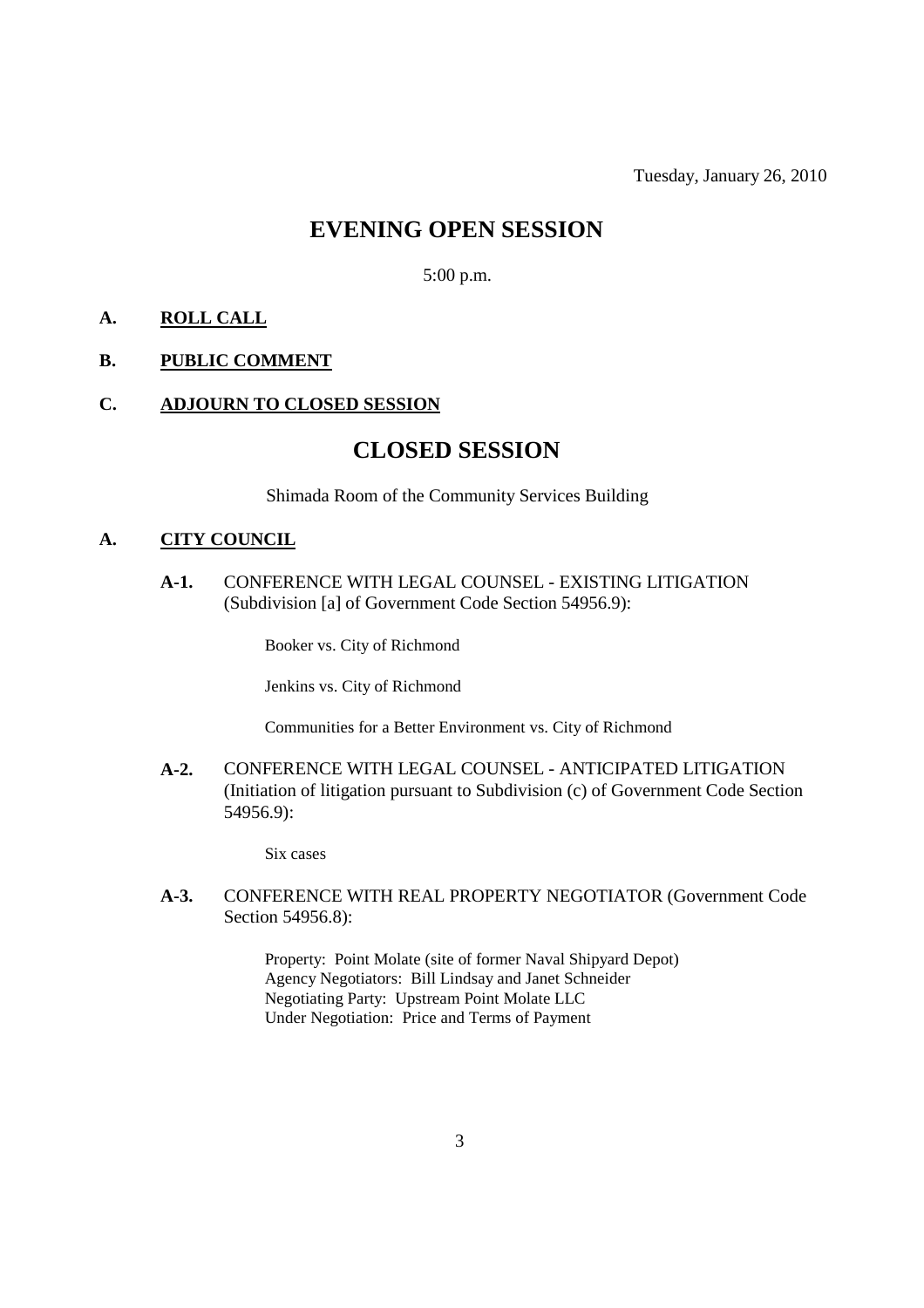Tuesday, January 26, 2010

# EVENING OPEN SESSION

5:00 p.m.

**A. ROLL CALL**

**B. PUBLIC COMMENT**

**C. ADJOURN TO CLOSED SESSION**

# CLOSED SESSION

Shimada Room of the Community Services Building

**A. CITY COUNCIL**

**A-1.** CONFERENCE WITH LEGAL COUNSEL - EXISTING LITIGATION (Subdivision [a] of Government Code Section 54956.9):

Booker vs. City of Richmond

Jenkins vs. City of Richmond

Communities for a Better Environment vs. City of Richmond

**A-2.** CONFERENCE WITH LEGAL COUNSEL - ANTICIPATED LITIGATION (Initiation of litigation pursuant to Subdivision (c) of Government Code Section 54956.9):

Six cases

**A-3.** CONFERENCE WITH REAL PROPERTY NEGOTIATOR (Government Code Section 54956.8):

Property: Point Molate (site of former Naval Shipyard Depot)
Agency Negotiators: Bill Lindsay and Janet Schneider
Negotiating Party: Upstream Point Molate LLC
Under Negotiation: Price and Terms of Payment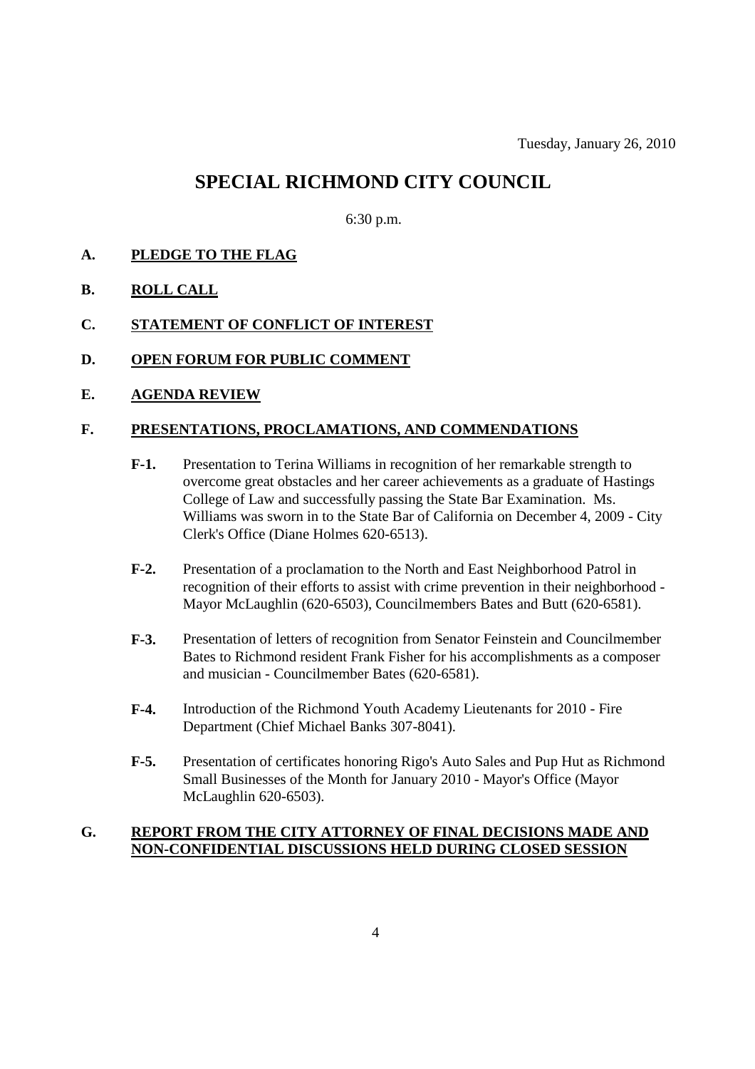Tuesday, January 26, 2010

# SPECIAL RICHMOND CITY COUNCIL

6:30 p.m.

## A. PLEDGE TO THE FLAG

## B. ROLL CALL

## C. STATEMENT OF CONFLICT OF INTEREST

## D. OPEN FORUM FOR PUBLIC COMMENT

## E. AGENDA REVIEW

## F. PRESENTATIONS, PROCLAMATIONS, AND COMMENDATIONS

**F-1.** Presentation to Terina Williams in recognition of her remarkable strength to overcome great obstacles and her career achievements as a graduate of Hastings College of Law and successfully passing the State Bar Examination. Ms. Williams was sworn in to the State Bar of California on December 4, 2009 - City Clerk's Office (Diane Holmes 620-6513).

**F-2.** Presentation of a proclamation to the North and East Neighborhood Patrol in recognition of their efforts to assist with crime prevention in their neighborhood - Mayor McLaughlin (620-6503), Councilmembers Bates and Butt (620-6581).

**F-3.** Presentation of letters of recognition from Senator Feinstein and Councilmember Bates to Richmond resident Frank Fisher for his accomplishments as a composer and musician - Councilmember Bates (620-6581).

**F-4.** Introduction of the Richmond Youth Academy Lieutenants for 2010 - Fire Department (Chief Michael Banks 307-8041).

**F-5.** Presentation of certificates honoring Rigo's Auto Sales and Pup Hut as Richmond Small Businesses of the Month for January 2010 - Mayor's Office (Mayor McLaughlin 620-6503).

## G. REPORT FROM THE CITY ATTORNEY OF FINAL DECISIONS MADE AND NON-CONFIDENTIAL DISCUSSIONS HELD DURING CLOSED SESSION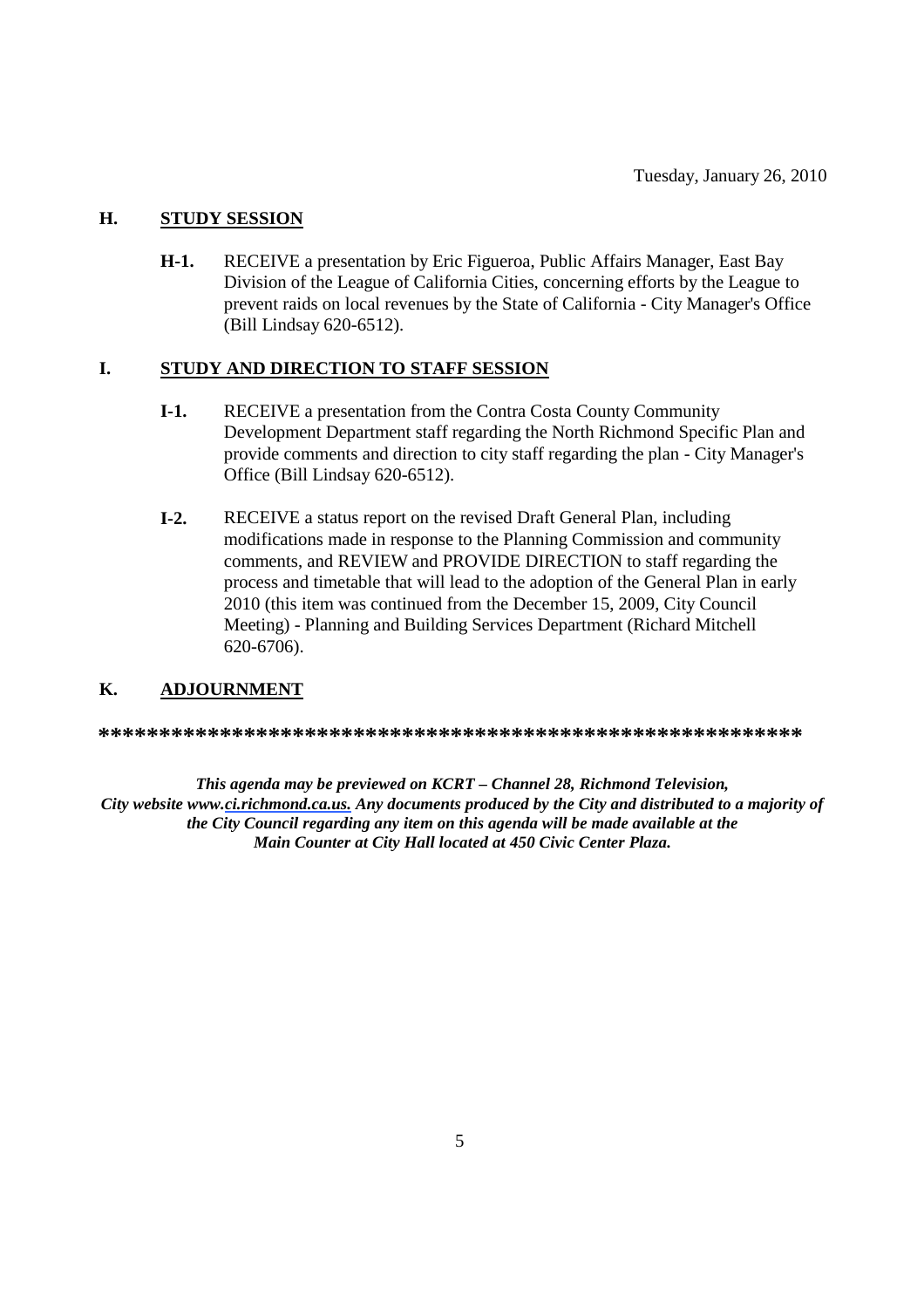Tuesday, January 26, 2010

## H. STUDY SESSION

**H-1.** RECEIVE a presentation by Eric Figueroa, Public Affairs Manager, East Bay Division of the League of California Cities, concerning efforts by the League to prevent raids on local revenues by the State of California - City Manager's Office (Bill Lindsay 620-6512).

## I. STUDY AND DIRECTION TO STAFF SESSION

**I-1.** RECEIVE a presentation from the Contra Costa County Community Development Department staff regarding the North Richmond Specific Plan and provide comments and direction to city staff regarding the plan - City Manager's Office (Bill Lindsay 620-6512).

**I-2.** RECEIVE a status report on the revised Draft General Plan, including modifications made in response to the Planning Commission and community comments, and REVIEW and PROVIDE DIRECTION to staff regarding the process and timetable that will lead to the adoption of the General Plan in early 2010 (this item was continued from the December 15, 2009, City Council Meeting) - Planning and Building Services Department (Richard Mitchell 620-6706).

## K. ADJOURNMENT

**********************************************************

***This agenda may be previewed on KCRT – Channel 28, Richmond Television, City website www.ci.richmond.ca.us. Any documents produced by the City and distributed to a majority of the City Council regarding any item on this agenda will be made available at the Main Counter at City Hall located at 450 Civic Center Plaza.***